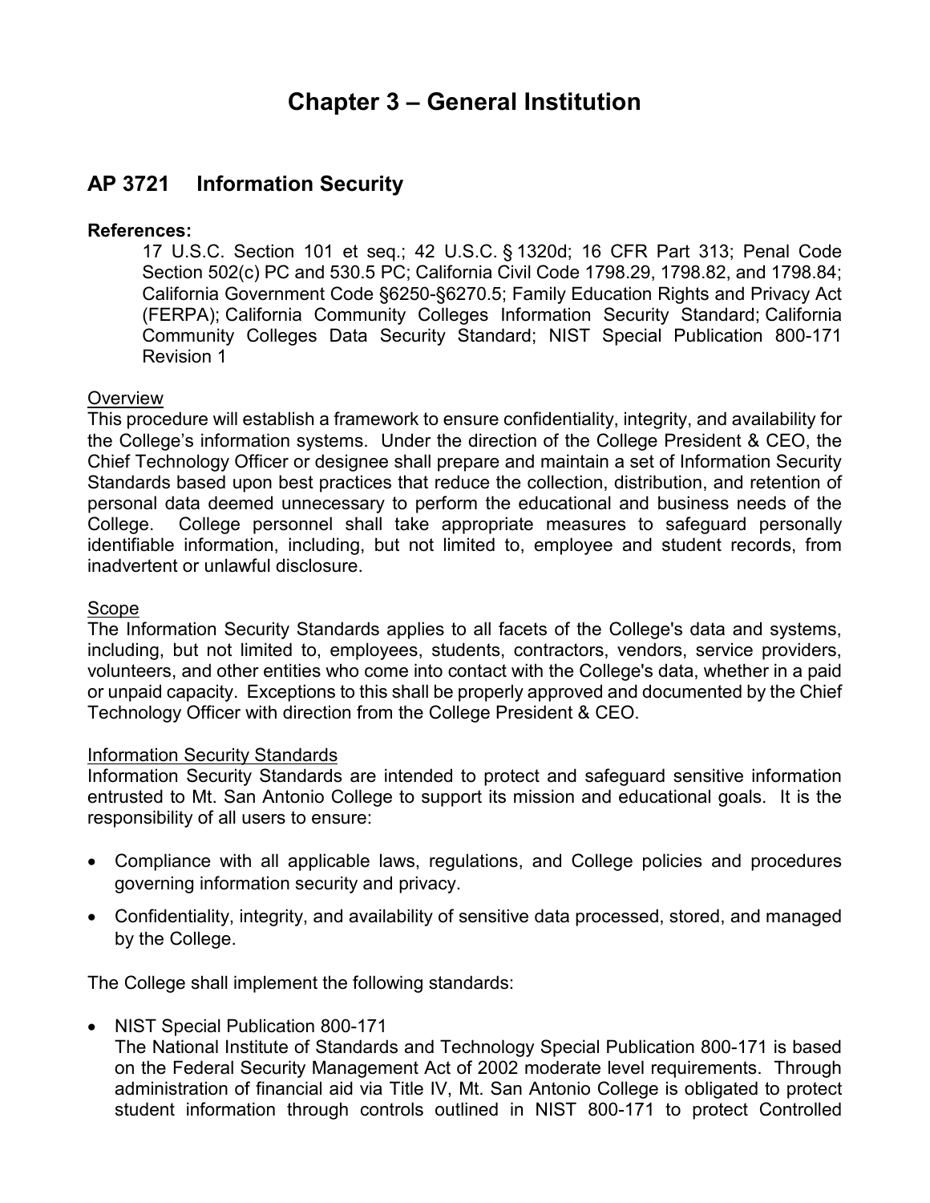# Chapter 3 – General Institution

## AP 3721 Information Security

**References:**

17 U.S.C. Section 101 et seq.; 42 U.S.C. § 1320d; 16 CFR Part 313; Penal Code Section 502(c) PC and 530.5 PC; California Civil Code 1798.29, 1798.82, and 1798.84; California Government Code §6250-§6270.5; Family Education Rights and Privacy Act (FERPA); California Community Colleges Information Security Standard; California Community Colleges Data Security Standard; NIST Special Publication 800-171 Revision 1

<u>Overview</u>

This procedure will establish a framework to ensure confidentiality, integrity, and availability for the College's information systems. Under the direction of the College President & CEO, the Chief Technology Officer or designee shall prepare and maintain a set of Information Security Standards based upon best practices that reduce the collection, distribution, and retention of personal data deemed unnecessary to perform the educational and business needs of the College. College personnel shall take appropriate measures to safeguard personally identifiable information, including, but not limited to, employee and student records, from inadvertent or unlawful disclosure.

<u>Scope</u>

The Information Security Standards applies to all facets of the College's data and systems, including, but not limited to, employees, students, contractors, vendors, service providers, volunteers, and other entities who come into contact with the College's data, whether in a paid or unpaid capacity. Exceptions to this shall be properly approved and documented by the Chief Technology Officer with direction from the College President & CEO.

<u>Information Security Standards</u>

Information Security Standards are intended to protect and safeguard sensitive information entrusted to Mt. San Antonio College to support its mission and educational goals. It is the responsibility of all users to ensure:

- Compliance with all applicable laws, regulations, and College policies and procedures governing information security and privacy.
- Confidentiality, integrity, and availability of sensitive data processed, stored, and managed by the College.

The College shall implement the following standards:

- NIST Special Publication 800-171

  The National Institute of Standards and Technology Special Publication 800-171 is based on the Federal Security Management Act of 2002 moderate level requirements. Through administration of financial aid via Title IV, Mt. San Antonio College is obligated to protect student information through controls outlined in NIST 800-171 to protect Controlled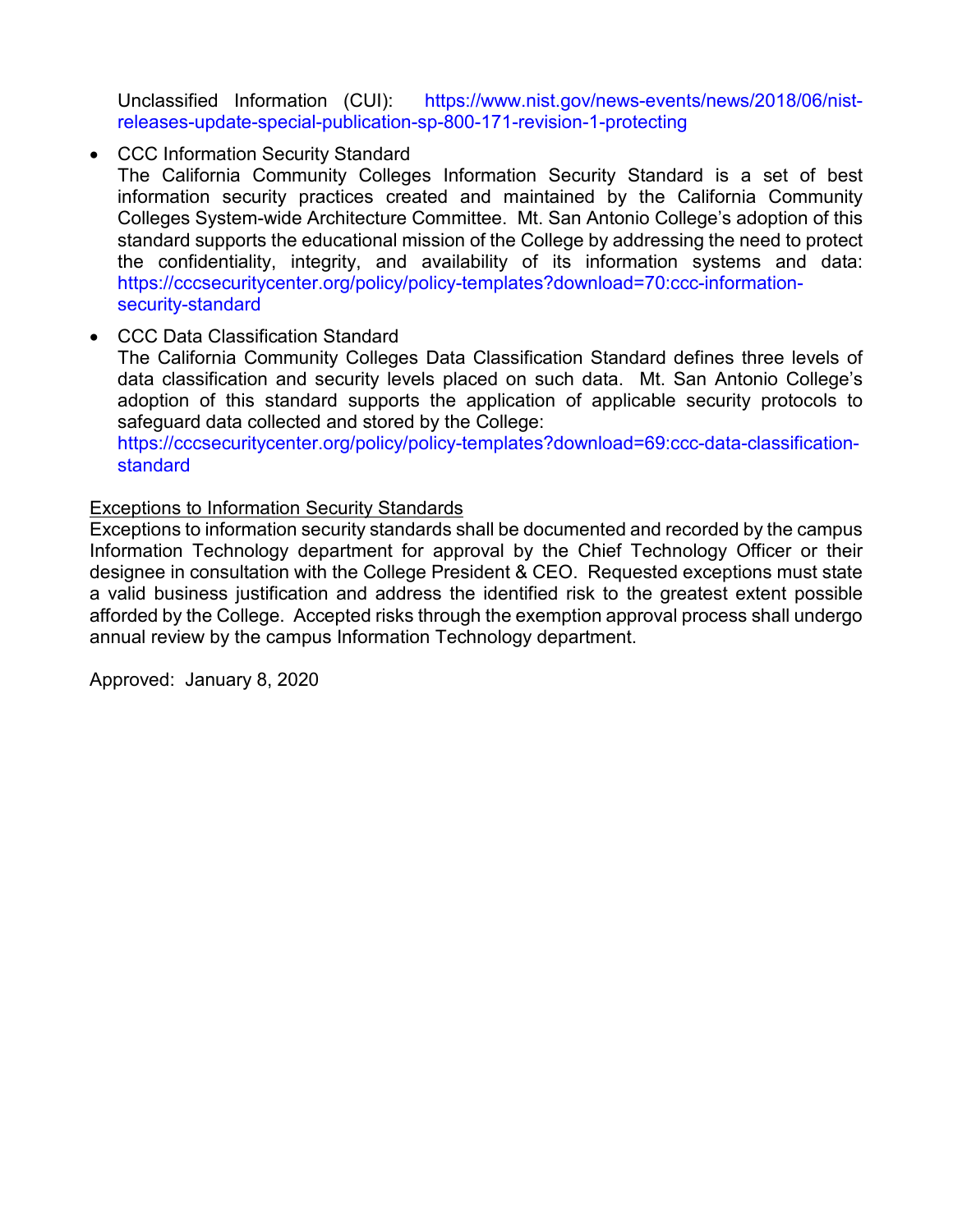Unclassified Information (CUI): https://www.nist.gov/news-events/news/2018/06/nist-releases-update-special-publication-sp-800-171-revision-1-protecting

- CCC Information Security Standard
  The California Community Colleges Information Security Standard is a set of best information security practices created and maintained by the California Community Colleges System-wide Architecture Committee. Mt. San Antonio College's adoption of this standard supports the educational mission of the College by addressing the need to protect the confidentiality, integrity, and availability of its information systems and data: https://cccsecuritycenter.org/policy/policy-templates?download=70:ccc-information-security-standard

- CCC Data Classification Standard
  The California Community Colleges Data Classification Standard defines three levels of data classification and security levels placed on such data. Mt. San Antonio College's adoption of this standard supports the application of applicable security protocols to safeguard data collected and stored by the College: https://cccsecuritycenter.org/policy/policy-templates?download=69:ccc-data-classification-standard

<u>Exceptions to Information Security Standards</u>

Exceptions to information security standards shall be documented and recorded by the campus Information Technology department for approval by the Chief Technology Officer or their designee in consultation with the College President & CEO. Requested exceptions must state a valid business justification and address the identified risk to the greatest extent possible afforded by the College. Accepted risks through the exemption approval process shall undergo annual review by the campus Information Technology department.

Approved: January 8, 2020